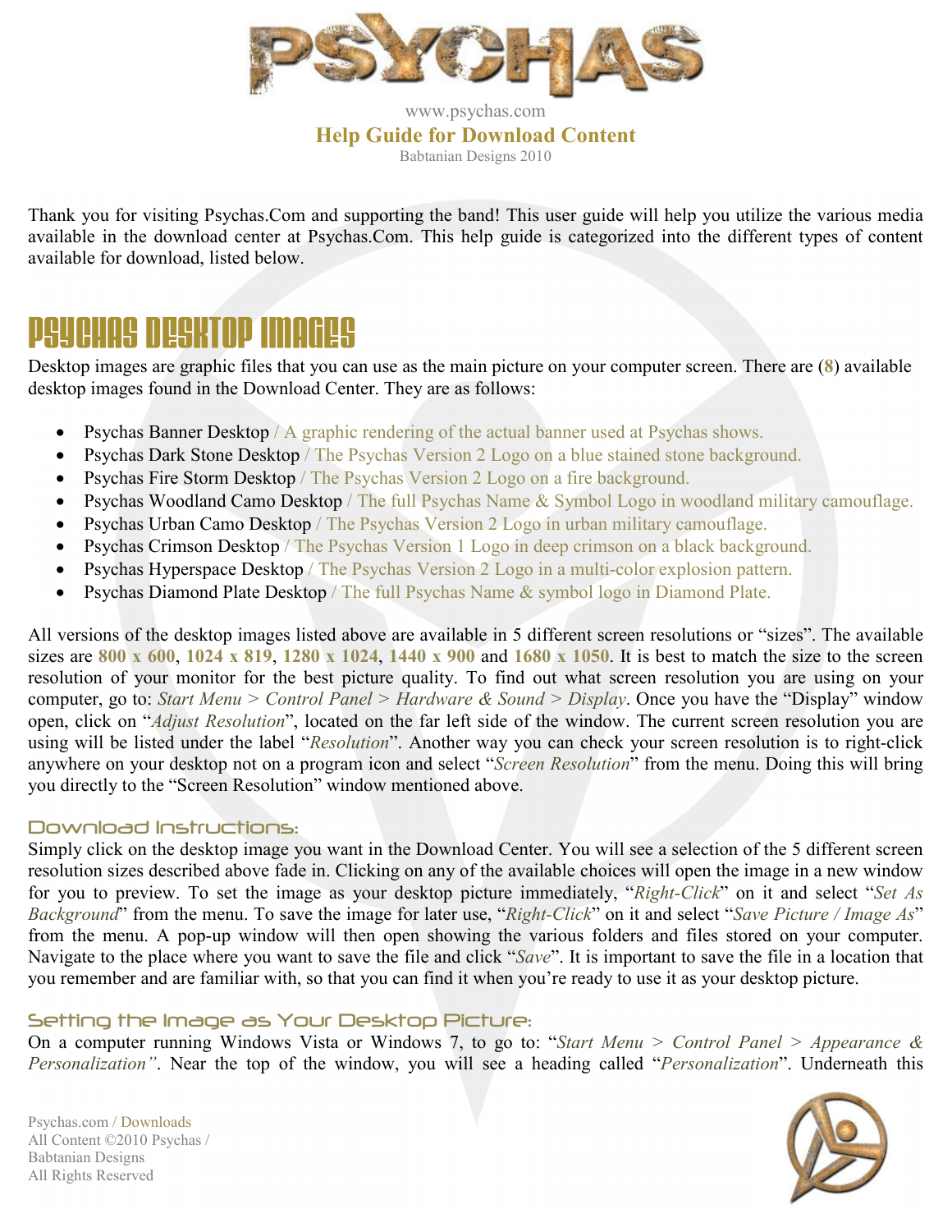# PSYCHAS

www.psychas.com

**Help Guide for Download Content**

Babtanian Designs 2010

Thank you for visiting Psychas.Com and supporting the band! This user guide will help you utilize the various media available in the download center at Psychas.Com. This help guide is categorized into the different types of content available for download, listed below.

## Psychas Desktop Images

Desktop images are graphic files that you can use as the main picture on your computer screen. There are (**8**) available desktop images found in the Download Center. They are as follows:

- Psychas Banner Desktop / A graphic rendering of the actual banner used at Psychas shows.
- Psychas Dark Stone Desktop / The Psychas Version 2 Logo on a blue stained stone background.
- Psychas Fire Storm Desktop / The Psychas Version 2 Logo on a fire background.
- Psychas Woodland Camo Desktop / The full Psychas Name & Symbol Logo in woodland military camouflage.
- Psychas Urban Camo Desktop / The Psychas Version 2 Logo in urban military camouflage.
- Psychas Crimson Desktop / The Psychas Version 1 Logo in deep crimson on a black background.
- Psychas Hyperspace Desktop / The Psychas Version 2 Logo in a multi-color explosion pattern.
- Psychas Diamond Plate Desktop / The full Psychas Name & symbol logo in Diamond Plate.

All versions of the desktop images listed above are available in 5 different screen resolutions or "sizes". The available sizes are **800 x 600**, **1024 x 819**, **1280 x 1024**, **1440 x 900** and **1680 x 1050**. It is best to match the size to the screen resolution of your monitor for the best picture quality. To find out what screen resolution you are using on your computer, go to: *Start Menu > Control Panel > Hardware & Sound > Display*. Once you have the "Display" window open, click on "*Adjust Resolution*", located on the far left side of the window. The current screen resolution you are using will be listed under the label "*Resolution*". Another way you can check your screen resolution is to right-click anywhere on your desktop not on a program icon and select "*Screen Resolution*" from the menu. Doing this will bring you directly to the "Screen Resolution" window mentioned above.

### Download Instructions:

Simply click on the desktop image you want in the Download Center. You will see a selection of the 5 different screen resolution sizes described above fade in. Clicking on any of the available choices will open the image in a new window for you to preview. To set the image as your desktop picture immediately, "*Right-Click*" on it and select "*Set As Background*" from the menu. To save the image for later use, "*Right-Click*" on it and select "*Save Picture / Image As*" from the menu. A pop-up window will then open showing the various folders and files stored on your computer. Navigate to the place where you want to save the file and click "*Save*". It is important to save the file in a location that you remember and are familiar with, so that you can find it when you're ready to use it as your desktop picture.

### Setting the Image as Your Desktop Picture:

On a computer running Windows Vista or Windows 7, to go to: "*Start Menu > Control Panel > Appearance & Personalization*". Near the top of the window, you will see a heading called "*Personalization*". Underneath this

Psychas.com / Downloads
All Content ©2010 Psychas / Babtanian Designs
All Rights Reserved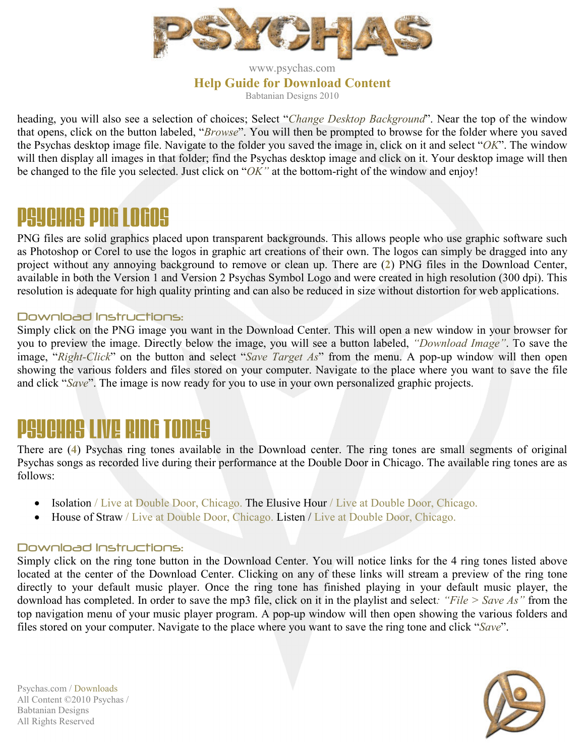heading, you will also see a selection of choices; Select "*Change Desktop Background*". Near the top of the window that opens, click on the button labeled, "*Browse*". You will then be prompted to browse for the folder where you saved the Psychas desktop image file. Navigate to the folder you saved the image in, click on it and select "*OK*". The window will then display all images in that folder; find the Psychas desktop image and click on it. Your desktop image will then be changed to the file you selected. Just click on "*OK"* at the bottom-right of the window and enjoy!

## Psychas PNG Logos

PNG files are solid graphics placed upon transparent backgrounds. This allows people who use graphic software such as Photoshop or Corel to use the logos in graphic art creations of their own. The logos can simply be dragged into any project without any annoying background to remove or clean up. There are (**2**) PNG files in the Download Center, available in both the Version 1 and Version 2 Psychas Symbol Logo and were created in high resolution (300 dpi). This resolution is adequate for high quality printing and can also be reduced in size without distortion for web applications.

### Download Instructions:

Simply click on the PNG image you want in the Download Center. This will open a new window in your browser for you to preview the image. Directly below the image, you will see a button labeled, *"Download Image"*. To save the image, "*Right-Click*" on the button and select "*Save Target As*" from the menu. A pop-up window will then open showing the various folders and files stored on your computer. Navigate to the place where you want to save the file and click "*Save*". The image is now ready for you to use in your own personalized graphic projects.

## Psychas Live Ring Tones

There are (**4**) Psychas ring tones available in the Download center. The ring tones are small segments of original Psychas songs as recorded live during their performance at the Double Door in Chicago. The available ring tones are as follows:

- Isolation / Live at Double Door, Chicago. The Elusive Hour / Live at Double Door, Chicago.
- House of Straw / Live at Double Door, Chicago. Listen / Live at Double Door, Chicago.

### Download Instructions:

Simply click on the ring tone button in the Download Center. You will notice links for the 4 ring tones listed above located at the center of the Download Center. Clicking on any of these links will stream a preview of the ring tone directly to your default music player. Once the ring tone has finished playing in your default music player, the download has completed. In order to save the mp3 file, click on it in the playlist and select*: "File > Save As"* from the top navigation menu of your music player program. A pop-up window will then open showing the various folders and files stored on your computer. Navigate to the place where you want to save the ring tone and click "*Save*".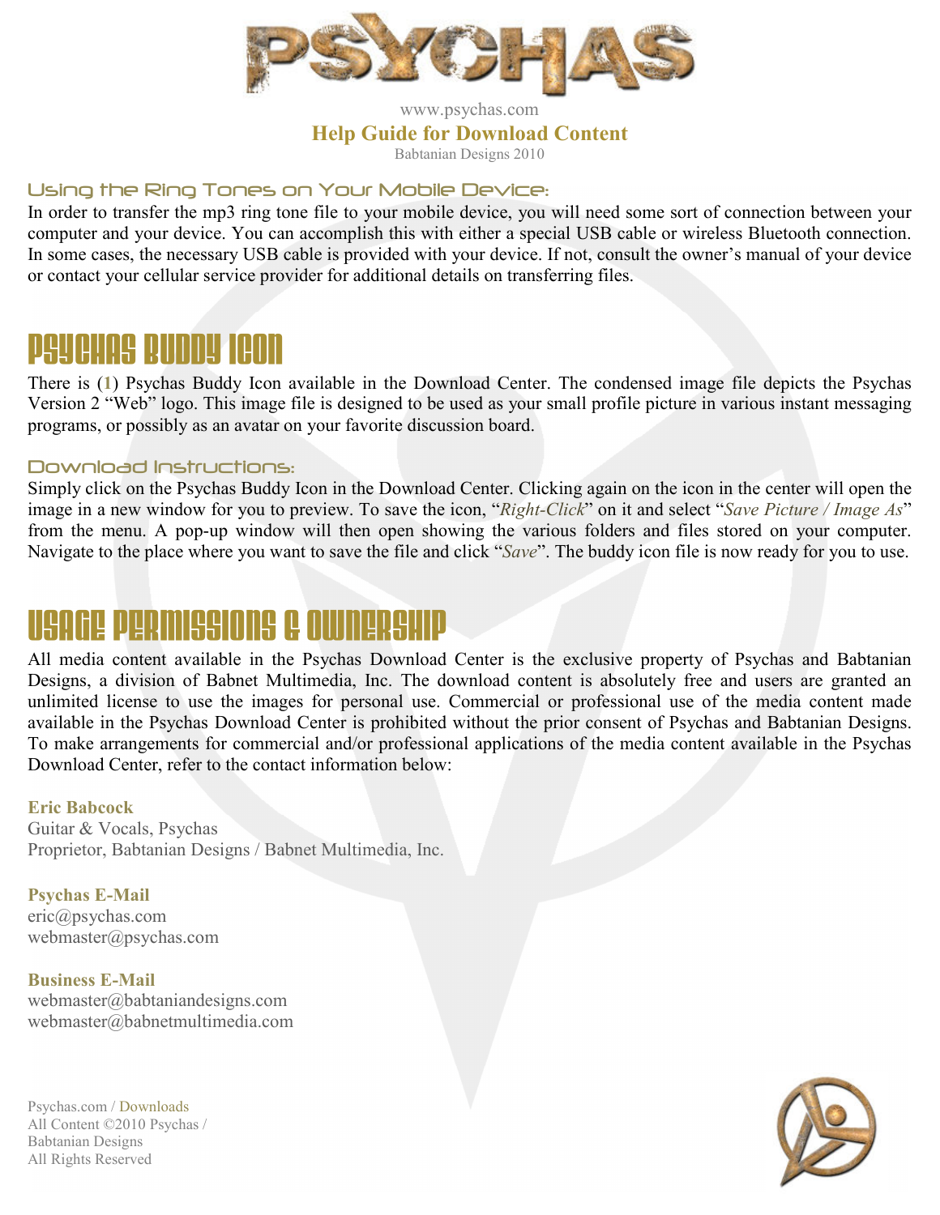www.psychas.com

**Help Guide for Download Content**

Babtanian Designs 2010

### Using the Ring Tones on Your Mobile Device:

In order to transfer the mp3 ring tone file to your mobile device, you will need some sort of connection between your computer and your device. You can accomplish this with either a special USB cable or wireless Bluetooth connection. In some cases, the necessary USB cable is provided with your device. If not, consult the owner's manual of your device or contact your cellular service provider for additional details on transferring files.

## Psychas Buddy Icon

There is (**1**) Psychas Buddy Icon available in the Download Center. The condensed image file depicts the Psychas Version 2 "Web" logo. This image file is designed to be used as your small profile picture in various instant messaging programs, or possibly as an avatar on your favorite discussion board.

### Download Instructions:

Simply click on the Psychas Buddy Icon in the Download Center. Clicking again on the icon in the center will open the image in a new window for you to preview. To save the icon, "*Right-Click*" on it and select "*Save Picture / Image As*" from the menu. A pop-up window will then open showing the various folders and files stored on your computer. Navigate to the place where you want to save the file and click "*Save*". The buddy icon file is now ready for you to use.

## Usage Permissions & Ownership

All media content available in the Psychas Download Center is the exclusive property of Psychas and Babtanian Designs, a division of Babnet Multimedia, Inc. The download content is absolutely free and users are granted an unlimited license to use the images for personal use. Commercial or professional use of the media content made available in the Psychas Download Center is prohibited without the prior consent of Psychas and Babtanian Designs. To make arrangements for commercial and/or professional applications of the media content available in the Psychas Download Center, refer to the contact information below:

**Eric Babcock**
Guitar & Vocals, Psychas
Proprietor, Babtanian Designs / Babnet Multimedia, Inc.

**Psychas E-Mail**
eric@psychas.com
webmaster@psychas.com

**Business E-Mail**
webmaster@babtaniandesigns.com
webmaster@babnetmultimedia.com

Psychas.com / Downloads
All Content ©2010 Psychas / Babtanian Designs
All Rights Reserved